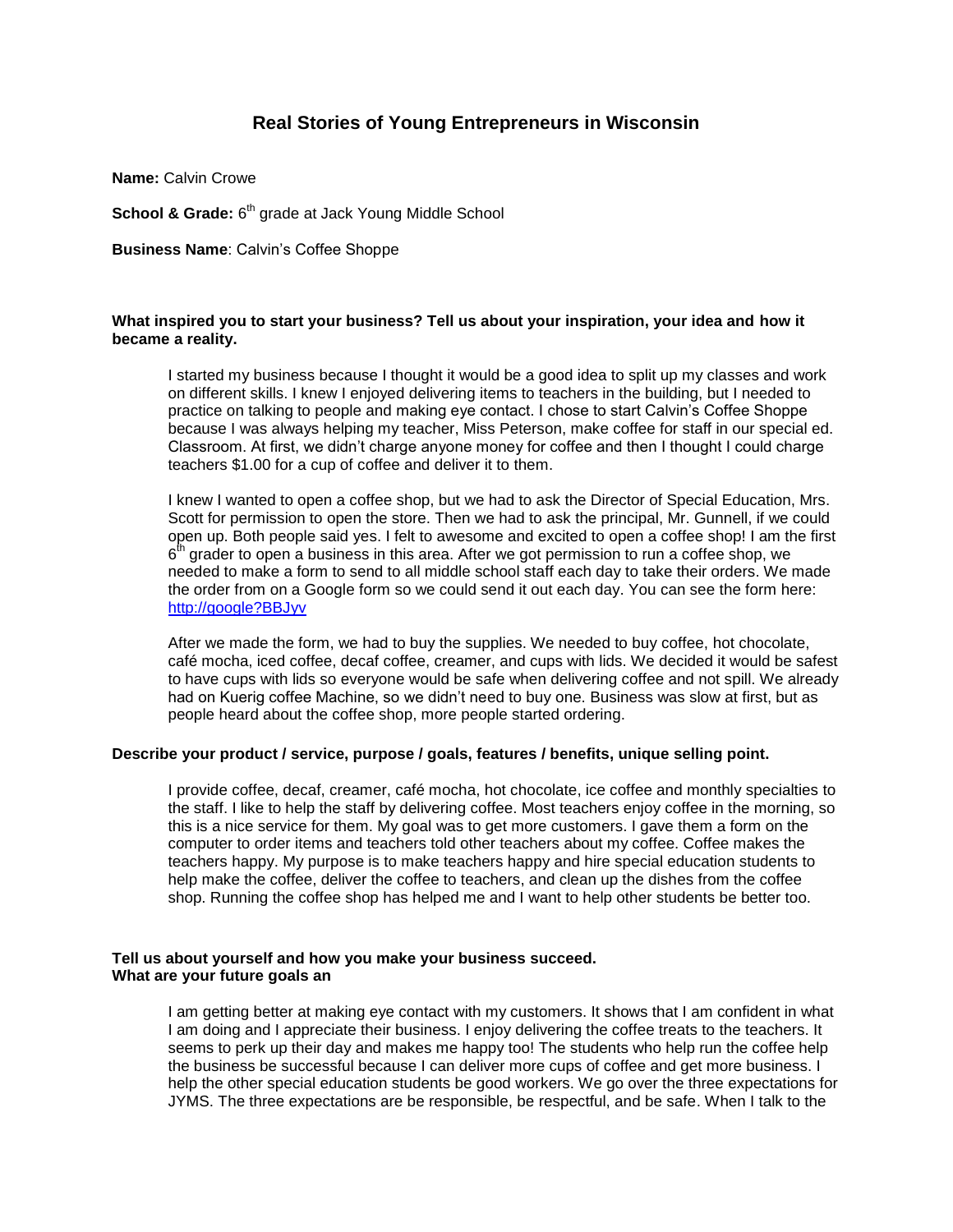# Real Stories of Young Entrepreneurs in Wisconsin

**Name:** Calvin Crowe

**School & Grade:** 6th grade at Jack Young Middle School

**Business Name**: Calvin's Coffee Shoppe

**What inspired you to start your business? Tell us about your inspiration, your idea and how it became a reality.**

I started my business because I thought it would be a good idea to split up my classes and work on different skills. I knew I enjoyed delivering items to teachers in the building, but I needed to practice on talking to people and making eye contact. I chose to start Calvin's Coffee Shoppe because I was always helping my teacher, Miss Peterson, make coffee for staff in our special ed. Classroom. At first, we didn't charge anyone money for coffee and then I thought I could charge teachers $1.00 for a cup of coffee and deliver it to them.

I knew I wanted to open a coffee shop, but we had to ask the Director of Special Education, Mrs. Scott for permission to open the store. Then we had to ask the principal, Mr. Gunnell, if we could open up. Both people said yes. I felt to awesome and excited to open a coffee shop! I am the first 6th grader to open a business in this area. After we got permission to run a coffee shop, we needed to make a form to send to all middle school staff each day to take their orders. We made the order from on a Google form so we could send it out each day. You can see the form here: [http://google?BBJyv](http://google?BBJyv)

After we made the form, we had to buy the supplies. We needed to buy coffee, hot chocolate, café mocha, iced coffee, decaf coffee, creamer, and cups with lids. We decided it would be safest to have cups with lids so everyone would be safe when delivering coffee and not spill. We already had on Kuerig coffee Machine, so we didn't need to buy one. Business was slow at first, but as people heard about the coffee shop, more people started ordering.

**Describe your product / service, purpose / goals, features / benefits, unique selling point.**

I provide coffee, decaf, creamer, café mocha, hot chocolate, ice coffee and monthly specialties to the staff. I like to help the staff by delivering coffee. Most teachers enjoy coffee in the morning, so this is a nice service for them. My goal was to get more customers. I gave them a form on the computer to order items and teachers told other teachers about my coffee. Coffee makes the teachers happy. My purpose is to make teachers happy and hire special education students to help make the coffee, deliver the coffee to teachers, and clean up the dishes from the coffee shop. Running the coffee shop has helped me and I want to help other students be better too.

**Tell us about yourself and how you make your business succeed.**
**What are your future goals an**

I am getting better at making eye contact with my customers. It shows that I am confident in what I am doing and I appreciate their business. I enjoy delivering the coffee treats to the teachers. It seems to perk up their day and makes me happy too! The students who help run the coffee help the business be successful because I can deliver more cups of coffee and get more business. I help the other special education students be good workers. We go over the three expectations for JYMS. The three expectations are be responsible, be respectful, and be safe. When I talk to the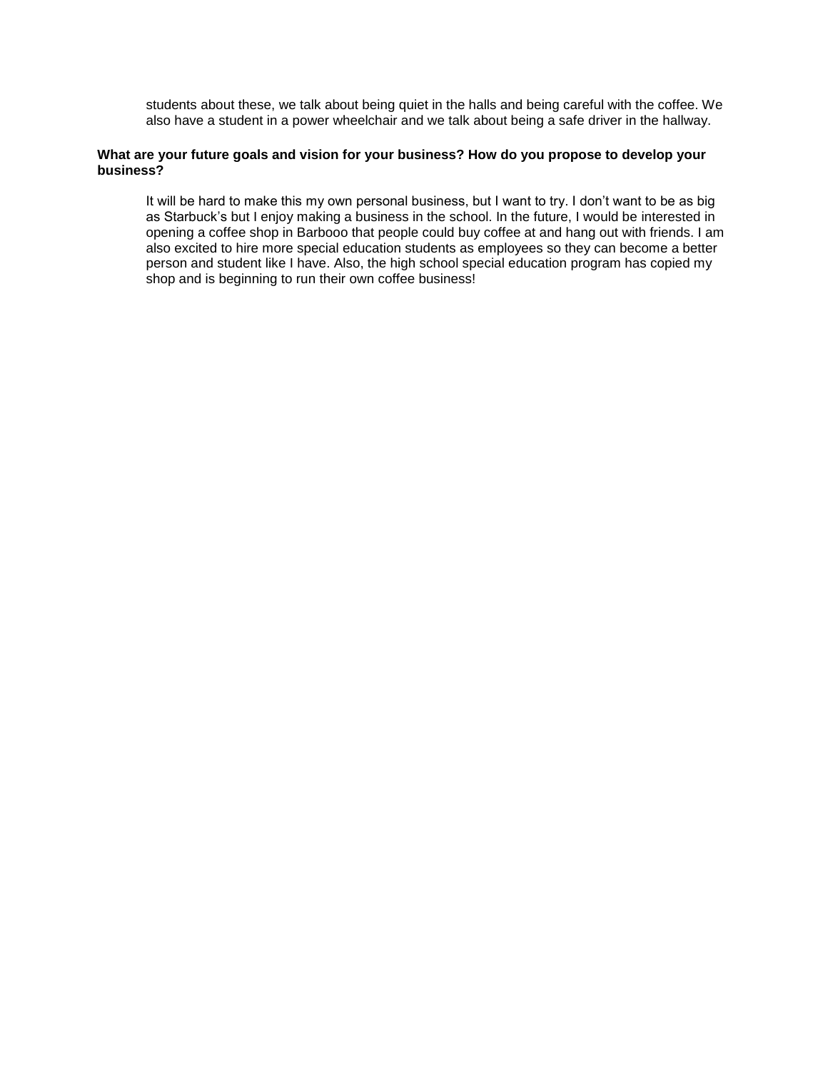students about these, we talk about being quiet in the halls and being careful with the coffee. We also have a student in a power wheelchair and we talk about being a safe driver in the hallway.

**What are your future goals and vision for your business? How do you propose to develop your business?**

It will be hard to make this my own personal business, but I want to try. I don't want to be as big as Starbuck's but I enjoy making a business in the school. In the future, I would be interested in opening a coffee shop in Barbooo that people could buy coffee at and hang out with friends. I am also excited to hire more special education students as employees so they can become a better person and student like I have. Also, the high school special education program has copied my shop and is beginning to run their own coffee business!